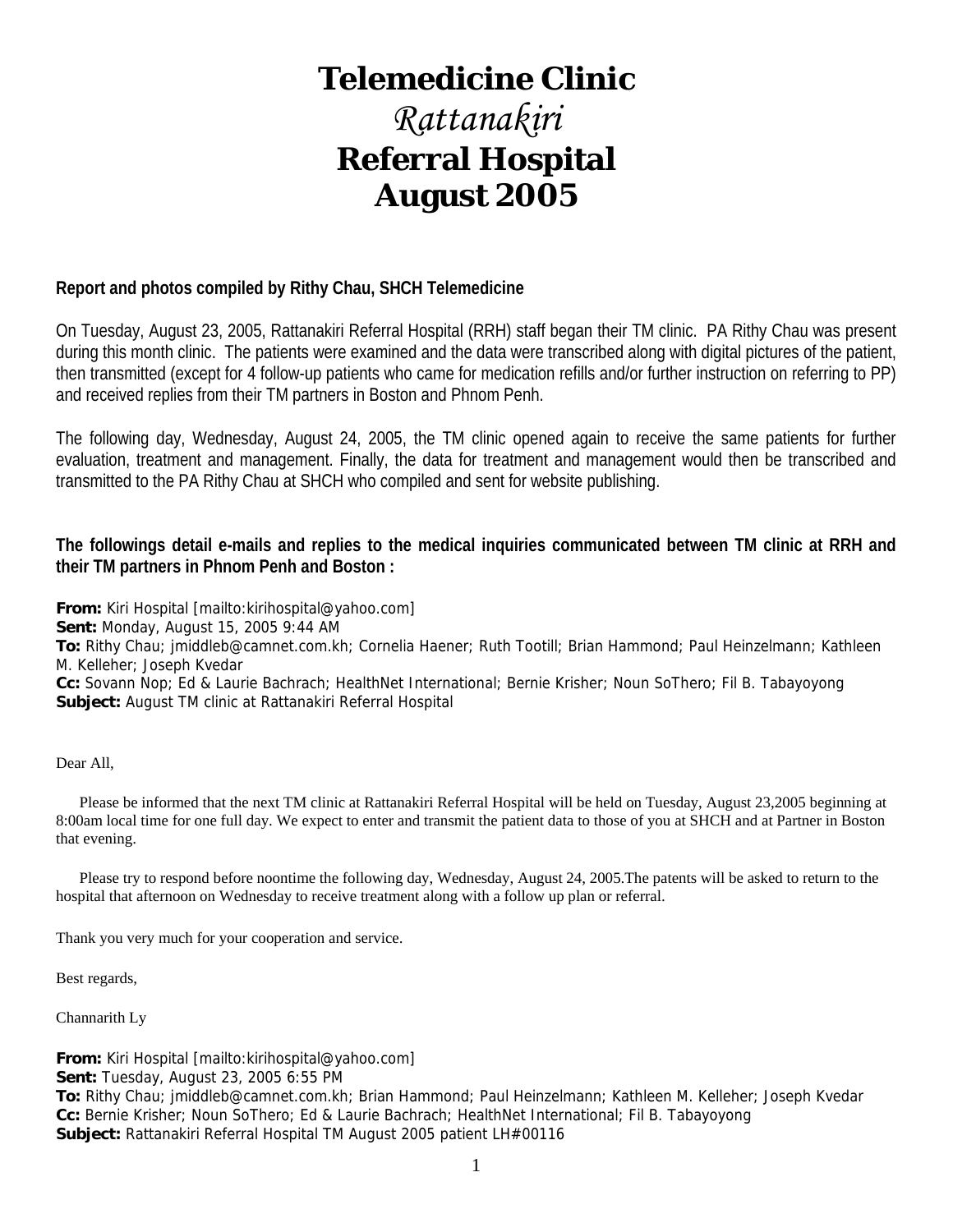# Telemedicine Clinic

## *Rattanakiri*

## Referral Hospital

## August 2005

**Report and photos compiled by Rithy Chau, SHCH Telemedicine**

On Tuesday, August 23, 2005, Rattanakiri Referral Hospital (RRH) staff began their TM clinic. PA Rithy Chau was present during this month clinic. The patients were examined and the data were transcribed along with digital pictures of the patient, then transmitted (except for 4 follow-up patients who came for medication refills and/or further instruction on referring to PP) and received replies from their TM partners in Boston and Phnom Penh.

The following day, Wednesday, August 24, 2005, the TM clinic opened again to receive the same patients for further evaluation, treatment and management. Finally, the data for treatment and management would then be transcribed and transmitted to the PA Rithy Chau at SHCH who compiled and sent for website publishing.

**The followings detail e-mails and replies to the medical inquiries communicated between TM clinic at RRH and their TM partners in Phnom Penh and Boston :**

**From:** Kiri Hospital [mailto:kirihospital@yahoo.com]
**Sent:** Monday, August 15, 2005 9:44 AM
**To:** Rithy Chau; jmiddleb@camnet.com.kh; Cornelia Haener; Ruth Tootill; Brian Hammond; Paul Heinzelmann; Kathleen M. Kelleher; Joseph Kvedar
**Cc:** Sovann Nop; Ed & Laurie Bachrach; HealthNet International; Bernie Krisher; Noun SoThero; Fil B. Tabayoyong
**Subject:** August TM clinic at Rattanakiri Referral Hospital

Dear All,

Please be informed that the next TM clinic at Rattanakiri Referral Hospital will be held on Tuesday, August 23,2005 beginning at 8:00am local time for one full day. We expect to enter and transmit the patient data to those of you at SHCH and at Partner in Boston that evening.

Please try to respond before noontime the following day, Wednesday, August 24, 2005.The patents will be asked to return to the hospital that afternoon on Wednesday to receive treatment along with a follow up plan or referral.

Thank you very much for your cooperation and service.

Best regards,

Channarith Ly

**From:** Kiri Hospital [mailto:kirihospital@yahoo.com]
**Sent:** Tuesday, August 23, 2005 6:55 PM
**To:** Rithy Chau; jmiddleb@camnet.com.kh; Brian Hammond; Paul Heinzelmann; Kathleen M. Kelleher; Joseph Kvedar
**Cc:** Bernie Krisher; Noun SoThero; Ed & Laurie Bachrach; HealthNet International; Fil B. Tabayoyong
**Subject:** Rattanakiri Referral Hospital TM August 2005 patient LH#00116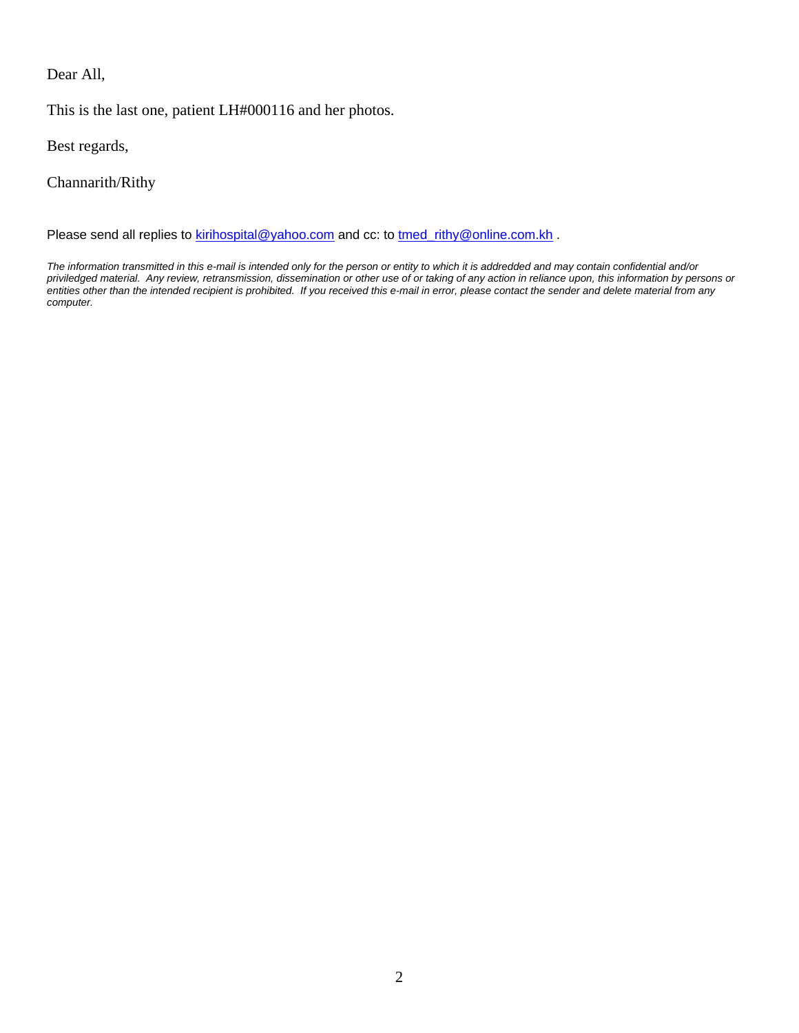Dear All,

This is the last one, patient LH#000116 and her photos.

Best regards,

Channarith/Rithy

Please send all replies to kirihospital@yahoo.com and cc: to tmed_rithy@online.com.kh .

*The information transmitted in this e-mail is intended only for the person or entity to which it is addredded and may contain confidential and/or priviledged material. Any review, retransmission, dissemination or other use of or taking of any action in reliance upon, this information by persons or entities other than the intended recipient is prohibited. If you received this e-mail in error, please contact the sender and delete material from any computer.*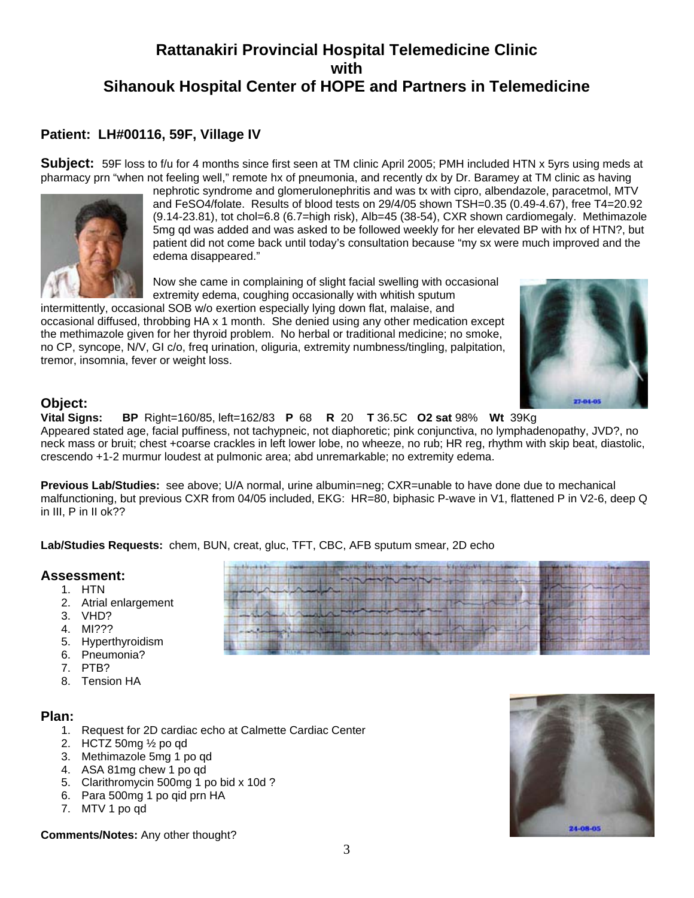# Rattanakiri Provincial Hospital Telemedicine Clinic with Sihanouk Hospital Center of HOPE and Partners in Telemedicine

## Patient: LH#00116, 59F, Village IV

**Subject:** 59F loss to f/u for 4 months since first seen at TM clinic April 2005; PMH included HTN x 5yrs using meds at pharmacy prn "when not feeling well," remote hx of pneumonia, and recently dx by Dr. Baramey at TM clinic as having nephrotic syndrome and glomerulonephritis and was tx with cipro, albendazole, paracetmol, MTV and FeSO4/folate. Results of blood tests on 29/4/05 shown TSH=0.35 (0.49-4.67), free T4=20.92 (9.14-23.81), tot chol=6.8 (6.7=high risk), Alb=45 (38-54), CXR shown cardiomegaly. Methimazole 5mg qd was added and was asked to be followed weekly for her elevated BP with hx of HTN?, but patient did not come back until today's consultation because "my sx were much improved and the edema disappeared."

Now she came in complaining of slight facial swelling with occasional extremity edema, coughing occasionally with whitish sputum intermittently, occasional SOB w/o exertion especially lying down flat, malaise, and occasional diffused, throbbing HA x 1 month. She denied using any other medication except the methimazole given for her thyroid problem. No herbal or traditional medicine; no smoke, no CP, syncope, N/V, GI c/o, freq urination, oliguria, extremity numbness/tingling, palpitation, tremor, insomnia, fever or weight loss.

## Object:

**Vital Signs:** **BP** Right=160/85, left=162/83 **P** 68 **R** 20 **T** 36.5C **O2 sat** 98% **Wt** 39Kg

Appeared stated age, facial puffiness, not tachypneic, not diaphoretic; pink conjunctiva, no lymphadenopathy, JVD?, no neck mass or bruit; chest +coarse crackles in left lower lobe, no wheeze, no rub; HR reg, rhythm with skip beat, diastolic, crescendo +1-2 murmur loudest at pulmonic area; abd unremarkable; no extremity edema.

**Previous Lab/Studies:** see above; U/A normal, urine albumin=neg; CXR=unable to have done due to mechanical malfunctioning, but previous CXR from 04/05 included, EKG: HR=80, biphasic P-wave in V1, flattened P in V2-6, deep Q in III, P in II ok??

**Lab/Studies Requests:** chem, BUN, creat, gluc, TFT, CBC, AFB sputum smear, 2D echo

## Assessment:

1. HTN
2. Atrial enlargement
3. VHD?
4. MI???
5. Hyperthyroidism
6. Pneumonia?
7. PTB?
8. Tension HA

## Plan:

1. Request for 2D cardiac echo at Calmette Cardiac Center
2. HCTZ 50mg ½ po qd
3. Methimazole 5mg 1 po qd
4. ASA 81mg chew 1 po qd
5. Clarithromycin 500mg 1 po bid x 10d ?
6. Para 500mg 1 po qid prn HA
7. MTV 1 po qd

**Comments/Notes:** Any other thought?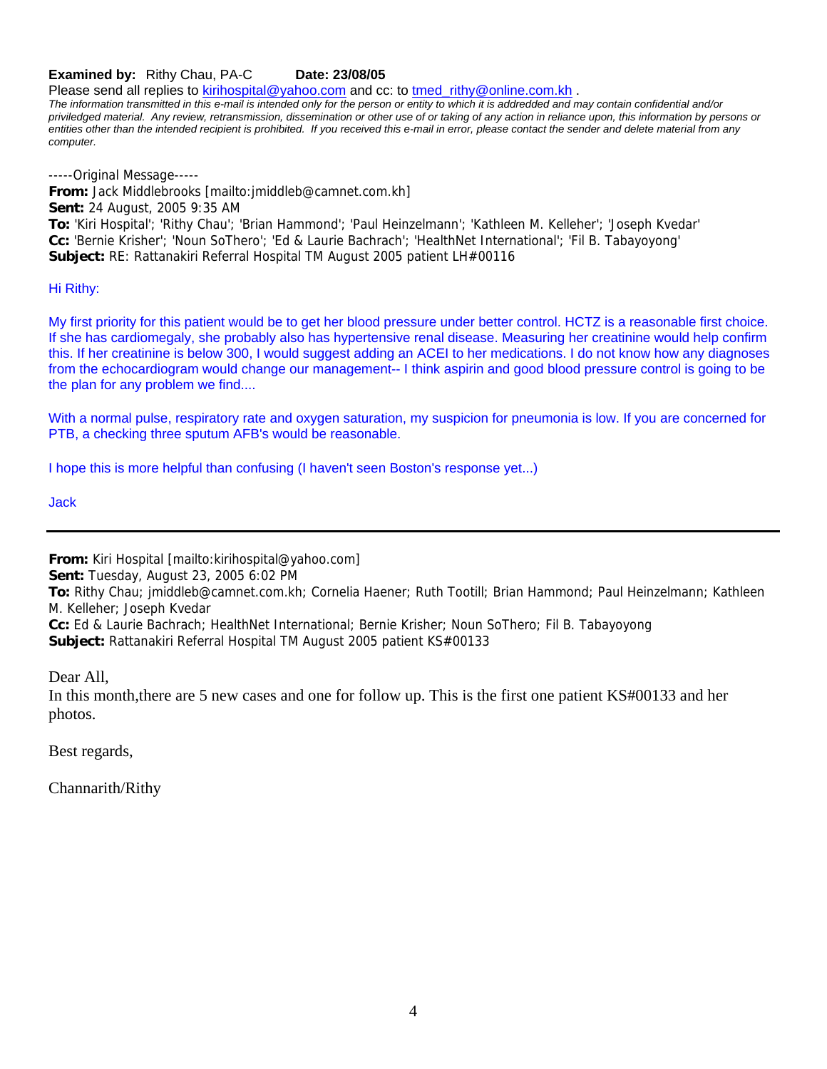**Examined by:** Rithy Chau, PA-C **Date: 23/08/05**

Please send all replies to kirihospital@yahoo.com and cc: to tmed_rithy@online.com.kh .

*The information transmitted in this e-mail is intended only for the person or entity to which it is addredded and may contain confidential and/or priviledged material. Any review, retransmission, dissemination or other use of or taking of any action in reliance upon, this information by persons or entities other than the intended recipient is prohibited. If you received this e-mail in error, please contact the sender and delete material from any computer.*

-----Original Message-----
**From:** Jack Middlebrooks [mailto:jmiddleb@camnet.com.kh]
**Sent:** 24 August, 2005 9:35 AM
**To:** 'Kiri Hospital'; 'Rithy Chau'; 'Brian Hammond'; 'Paul Heinzelmann'; 'Kathleen M. Kelleher'; 'Joseph Kvedar'
**Cc:** 'Bernie Krisher'; 'Noun SoThero'; 'Ed & Laurie Bachrach'; 'HealthNet International'; 'Fil B. Tabayoyong'
**Subject:** RE: Rattanakiri Referral Hospital TM August 2005 patient LH#00116

Hi Rithy:

My first priority for this patient would be to get her blood pressure under better control. HCTZ is a reasonable first choice. If she has cardiomegaly, she probably also has hypertensive renal disease. Measuring her creatinine would help confirm this. If her creatinine is below 300, I would suggest adding an ACEI to her medications. I do not know how any diagnoses from the echocardiogram would change our management-- I think aspirin and good blood pressure control is going to be the plan for any problem we find....

With a normal pulse, respiratory rate and oxygen saturation, my suspicion for pneumonia is low. If you are concerned for PTB, a checking three sputum AFB's would be reasonable.

I hope this is more helpful than confusing (I haven't seen Boston's response yet...)

Jack

---

**From:** Kiri Hospital [mailto:kirihospital@yahoo.com]
**Sent:** Tuesday, August 23, 2005 6:02 PM
**To:** Rithy Chau; jmiddleb@camnet.com.kh; Cornelia Haener; Ruth Tootill; Brian Hammond; Paul Heinzelmann; Kathleen M. Kelleher; Joseph Kvedar
**Cc:** Ed & Laurie Bachrach; HealthNet International; Bernie Krisher; Noun SoThero; Fil B. Tabayoyong
**Subject:** Rattanakiri Referral Hospital TM August 2005 patient KS#00133

Dear All,
In this month,there are 5 new cases and one for follow up. This is the first one patient KS#00133 and her photos.

Best regards,

Channarith/Rithy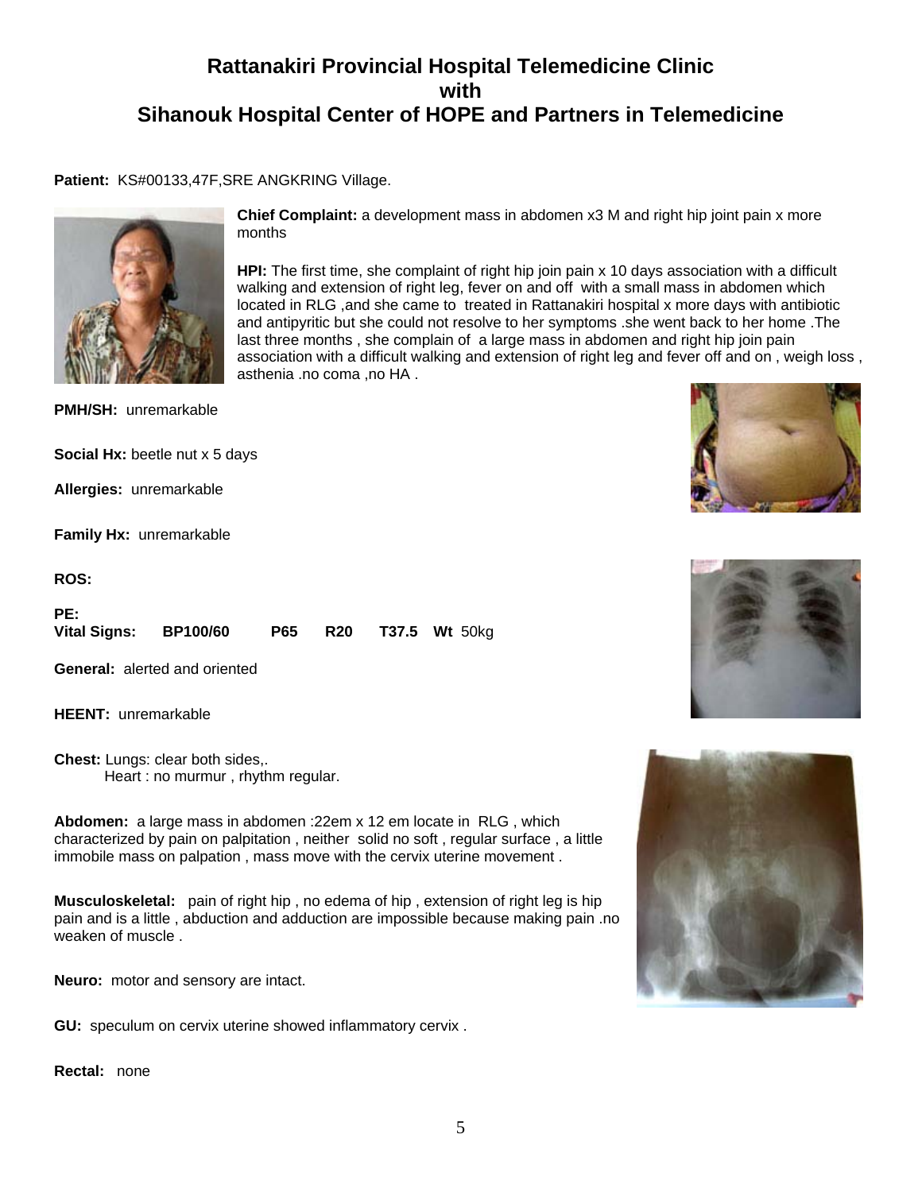# Rattanakiri Provincial Hospital Telemedicine Clinic
# with
# Sihanouk Hospital Center of HOPE and Partners in Telemedicine

**Patient:** KS#00133,47F,SRE ANGKRING Village.

**Chief Complaint:** a development mass in abdomen x3 M and right hip joint pain x more months

**HPI:** The first time, she complaint of right hip join pain x 10 days association with a difficult walking and extension of right leg, fever on and off with a small mass in abdomen which located in RLG ,and she came to treated in Rattanakiri hospital x more days with antibiotic and antipyritic but she could not resolve to her symptoms .she went back to her home .The last three months , she complain of a large mass in abdomen and right hip join pain association with a difficult walking and extension of right leg and fever off and on , weigh loss , asthenia .no coma ,no HA .

**PMH/SH:** unremarkable

**Social Hx:** beetle nut x 5 days

**Allergies:** unremarkable

**Family Hx:** unremarkable

**ROS:**

**PE:**
**Vital Signs:** **BP**100/60 **P**65 **R**20 **T**37.5 **Wt** 50kg

**General:** alerted and oriented

**HEENT:** unremarkable

**Chest:** Lungs: clear both sides,.
Heart : no murmur , rhythm regular.

**Abdomen:** a large mass in abdomen :22em x 12 em locate in RLG , which characterized by pain on palpitation , neither solid no soft , regular surface , a little immobile mass on palpation , mass move with the cervix uterine movement .

**Musculoskeletal:** pain of right hip , no edema of hip , extension of right leg is hip pain and is a little , abduction and adduction are impossible because making pain .no weaken of muscle .

**Neuro:** motor and sensory are intact.

**GU:** speculum on cervix uterine showed inflammatory cervix .

**Rectal:** none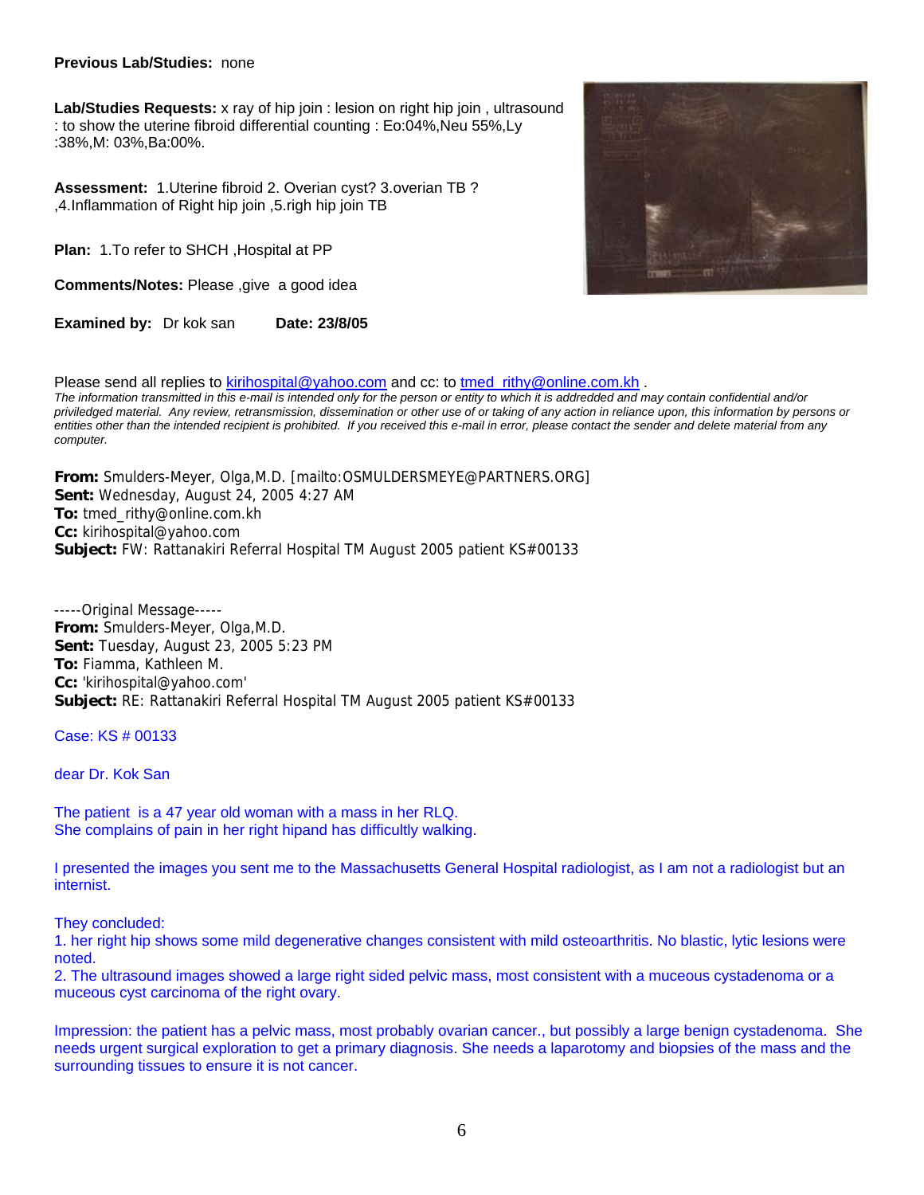**Previous Lab/Studies:** none

**Lab/Studies Requests:** x ray of hip join : lesion on right hip join , ultrasound : to show the uterine fibroid differential counting : Eo:04%,Neu 55%,Ly :38%,M: 03%,Ba:00%.

**Assessment:** 1.Uterine fibroid 2. Overian cyst? 3.overian TB ? ,4.Inflammation of Right hip join ,5.righ hip join TB

**Plan:** 1.To refer to SHCH ,Hospital at PP

**Comments/Notes:** Please ,give a good idea

**Examined by:** Dr kok san **Date: 23/8/05**

Please send all replies to kirihospital@yahoo.com and cc: to tmed_rithy@online.com.kh .

*The information transmitted in this e-mail is intended only for the person or entity to which it is addredded and may contain confidential and/or priviledged material. Any review, retransmission, dissemination or other use of or taking of any action in reliance upon, this information by persons or entities other than the intended recipient is prohibited. If you received this e-mail in error, please contact the sender and delete material from any computer.*

**From:** Smulders-Meyer, Olga,M.D. [mailto:OSMULDERSMEYE@PARTNERS.ORG]
**Sent:** Wednesday, August 24, 2005 4:27 AM
**To:** tmed_rithy@online.com.kh
**Cc:** kirihospital@yahoo.com
**Subject:** FW: Rattanakiri Referral Hospital TM August 2005 patient KS#00133

-----Original Message-----
**From:** Smulders-Meyer, Olga,M.D.
**Sent:** Tuesday, August 23, 2005 5:23 PM
**To:** Fiamma, Kathleen M.
**Cc:** 'kirihospital@yahoo.com'
**Subject:** RE: Rattanakiri Referral Hospital TM August 2005 patient KS#00133

Case: KS # 00133

dear Dr. Kok San

The patient is a 47 year old woman with a mass in her RLQ.
She complains of pain in her right hipand has difficultly walking.

I presented the images you sent me to the Massachusetts General Hospital radiologist, as I am not a radiologist but an internist.

They concluded:
1. her right hip shows some mild degenerative changes consistent with mild osteoarthritis. No blastic, lytic lesions were noted.
2. The ultrasound images showed a large right sided pelvic mass, most consistent with a muceous cystadenoma or a muceous cyst carcinoma of the right ovary.

Impression: the patient has a pelvic mass, most probably ovarian cancer., but possibly a large benign cystadenoma. She needs urgent surgical exploration to get a primary diagnosis. She needs a laparotomy and biopsies of the mass and the surrounding tissues to ensure it is not cancer.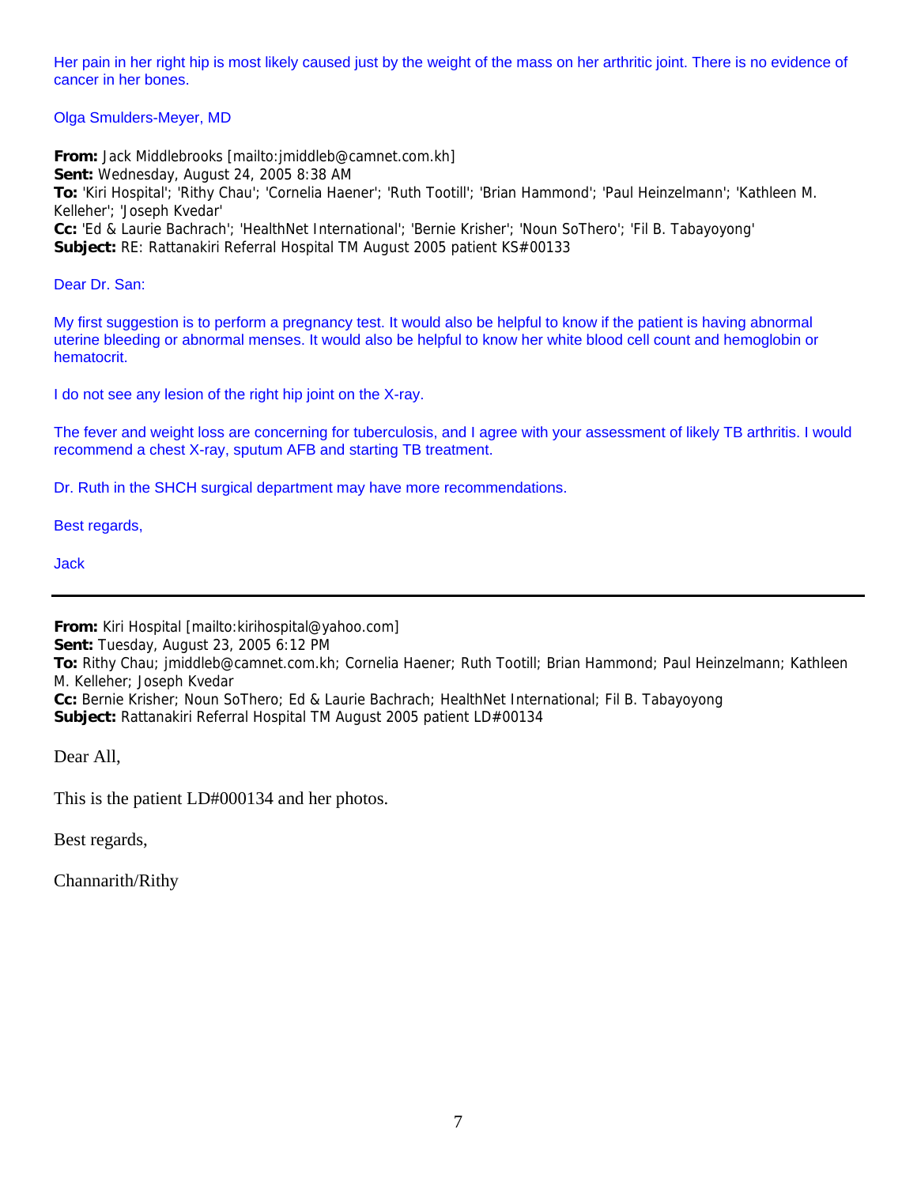Her pain in her right hip is most likely caused just by the weight of the mass on her arthritic joint. There is no evidence of cancer in her bones.

Olga Smulders-Meyer, MD

**From:** Jack Middlebrooks [mailto:jmiddleb@camnet.com.kh]
**Sent:** Wednesday, August 24, 2005 8:38 AM
**To:** 'Kiri Hospital'; 'Rithy Chau'; 'Cornelia Haener'; 'Ruth Tootill'; 'Brian Hammond'; 'Paul Heinzelmann'; 'Kathleen M. Kelleher'; 'Joseph Kvedar'
**Cc:** 'Ed & Laurie Bachrach'; 'HealthNet International'; 'Bernie Krisher'; 'Noun SoThero'; 'Fil B. Tabayoyong'
**Subject:** RE: Rattanakiri Referral Hospital TM August 2005 patient KS#00133

Dear Dr. San:

My first suggestion is to perform a pregnancy test. It would also be helpful to know if the patient is having abnormal uterine bleeding or abnormal menses. It would also be helpful to know her white blood cell count and hemoglobin or hematocrit.

I do not see any lesion of the right hip joint on the X-ray.

The fever and weight loss are concerning for tuberculosis, and I agree with your assessment of likely TB arthritis. I would recommend a chest X-ray, sputum AFB and starting TB treatment.

Dr. Ruth in the SHCH surgical department may have more recommendations.

Best regards,

Jack

---

**From:** Kiri Hospital [mailto:kirihospital@yahoo.com]
**Sent:** Tuesday, August 23, 2005 6:12 PM
**To:** Rithy Chau; jmiddleb@camnet.com.kh; Cornelia Haener; Ruth Tootill; Brian Hammond; Paul Heinzelmann; Kathleen M. Kelleher; Joseph Kvedar
**Cc:** Bernie Krisher; Noun SoThero; Ed & Laurie Bachrach; HealthNet International; Fil B. Tabayoyong
**Subject:** Rattanakiri Referral Hospital TM August 2005 patient LD#00134

Dear All,

This is the patient LD#000134 and her photos.

Best regards,

Channarith/Rithy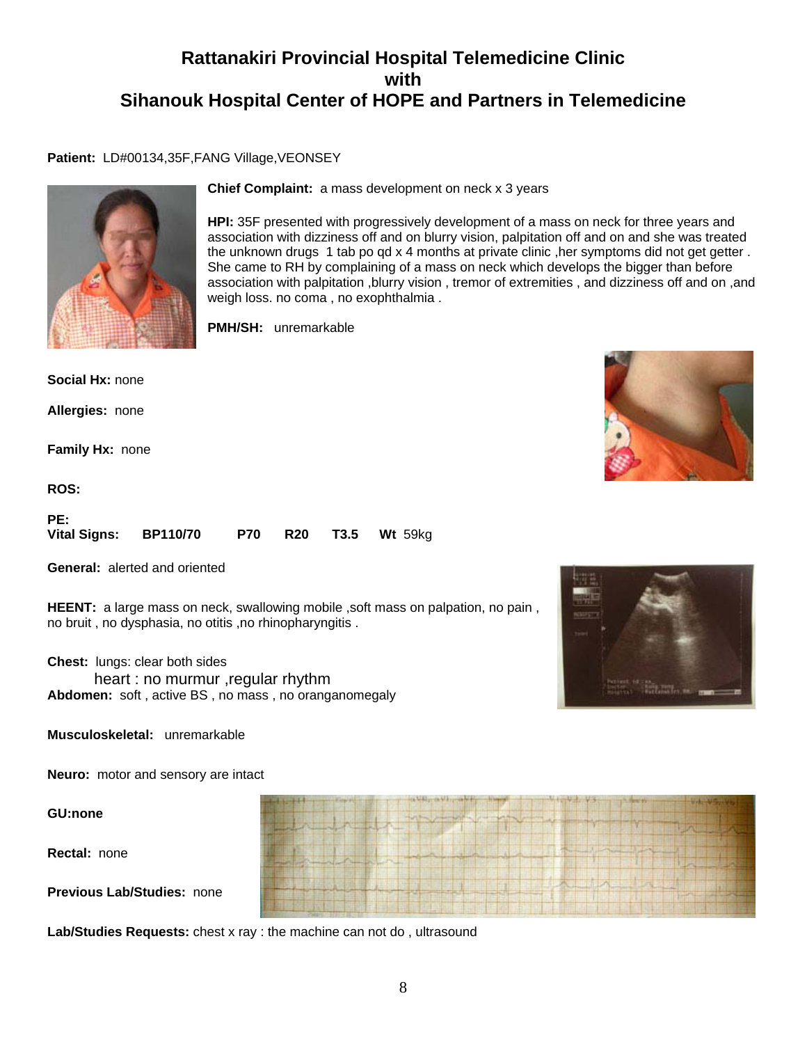# Rattanakiri Provincial Hospital Telemedicine Clinic
# with
# Sihanouk Hospital Center of HOPE and Partners in Telemedicine

**Patient:** LD#00134,35F,FANG Village,VEONSEY

**Chief Complaint:** a mass development on neck x 3 years

**HPI:** 35F presented with progressively development of a mass on neck for three years and association with dizziness off and on blurry vision, palpitation off and on and she was treated the unknown drugs 1 tab po qd x 4 months at private clinic ,her symptoms did not get getter . She came to RH by complaining of a mass on neck which develops the bigger than before association with palpitation ,blurry vision , tremor of extremities , and dizziness off and on ,and weigh loss. no coma , no exophthalmia .

**PMH/SH:** unremarkable

**Social Hx:** none

**Allergies:** none

**Family Hx:** none

**ROS:**

**PE:**
**Vital Signs:** **BP110/70** **P70** **R20** **T3.5** **Wt** 59kg

**General:** alerted and oriented

**HEENT:** a large mass on neck, swallowing mobile ,soft mass on palpation, no pain , no bruit , no dysphasia, no otitis ,no rhinopharyngitis .

**Chest:** lungs: clear both sides
heart : no murmur ,regular rhythm

**Abdomen:** soft , active BS , no mass , no oranganomegaly

**Musculoskeletal:** unremarkable

**Neuro:** motor and sensory are intact

**GU:** none

**Rectal:** none

**Previous Lab/Studies:** none

**Lab/Studies Requests:** chest x ray : the machine can not do , ultrasound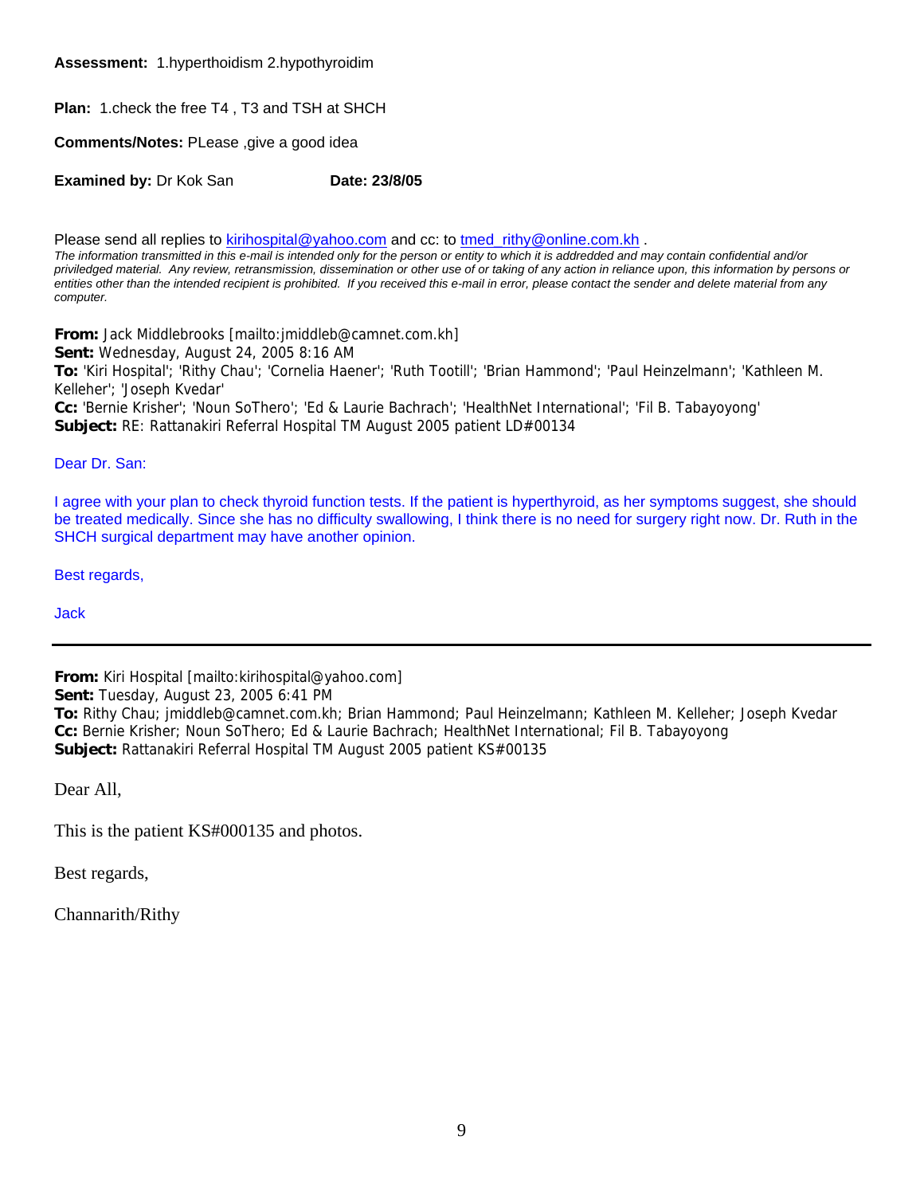**Assessment:** 1.hyperthoidism 2.hypothyroidim

**Plan:** 1.check the free T4 , T3 and TSH at SHCH

**Comments/Notes:** PLease ,give a good idea

**Examined by:** Dr Kok San **Date: 23/8/05**

Please send all replies to kirihospital@yahoo.com and cc: to tmed_rithy@online.com.kh .

*The information transmitted in this e-mail is intended only for the person or entity to which it is addredded and may contain confidential and/or priviledged material. Any review, retransmission, dissemination or other use of or taking of any action in reliance upon, this information by persons or entities other than the intended recipient is prohibited. If you received this e-mail in error, please contact the sender and delete material from any computer.*

**From:** Jack Middlebrooks [mailto:jmiddleb@camnet.com.kh]
**Sent:** Wednesday, August 24, 2005 8:16 AM
**To:** 'Kiri Hospital'; 'Rithy Chau'; 'Cornelia Haener'; 'Ruth Tootill'; 'Brian Hammond'; 'Paul Heinzelmann'; 'Kathleen M. Kelleher'; 'Joseph Kvedar'
**Cc:** 'Bernie Krisher'; 'Noun SoThero'; 'Ed & Laurie Bachrach'; 'HealthNet International'; 'Fil B. Tabayoyong'
**Subject:** RE: Rattanakiri Referral Hospital TM August 2005 patient LD#00134

Dear Dr. San:

I agree with your plan to check thyroid function tests. If the patient is hyperthyroid, as her symptoms suggest, she should be treated medically. Since she has no difficulty swallowing, I think there is no need for surgery right now. Dr. Ruth in the SHCH surgical department may have another opinion.

Best regards,

Jack

---

**From:** Kiri Hospital [mailto:kirihospital@yahoo.com]
**Sent:** Tuesday, August 23, 2005 6:41 PM
**To:** Rithy Chau; jmiddleb@camnet.com.kh; Brian Hammond; Paul Heinzelmann; Kathleen M. Kelleher; Joseph Kvedar
**Cc:** Bernie Krisher; Noun SoThero; Ed & Laurie Bachrach; HealthNet International; Fil B. Tabayoyong
**Subject:** Rattanakiri Referral Hospital TM August 2005 patient KS#00135

Dear All,

This is the patient KS#000135 and photos.

Best regards,

Channarith/Rithy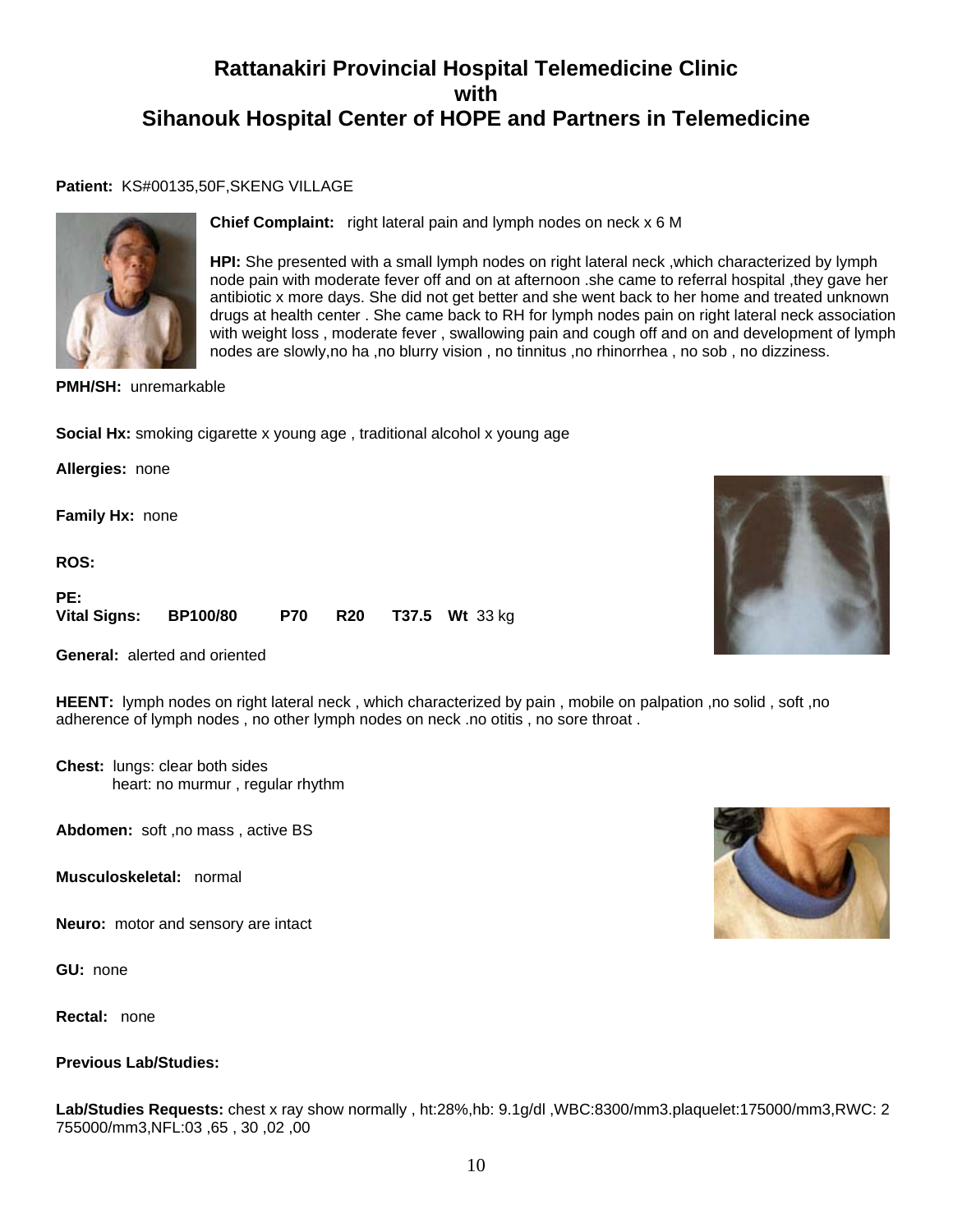# Rattanakiri Provincial Hospital Telemedicine Clinic
# with
# Sihanouk Hospital Center of HOPE and Partners in Telemedicine

**Patient:** KS#00135,50F,SKENG VILLAGE

**Chief Complaint:** right lateral pain and lymph nodes on neck x 6 M

**HPI:** She presented with a small lymph nodes on right lateral neck ,which characterized by lymph node pain with moderate fever off and on at afternoon .she came to referral hospital ,they gave her antibiotic x more days. She did not get better and she went back to her home and treated unknown drugs at health center . She came back to RH for lymph nodes pain on right lateral neck association with weight loss , moderate fever , swallowing pain and cough off and on and development of lymph nodes are slowly,no ha ,no blurry vision , no tinnitus ,no rhinorrhea , no sob , no dizziness.

**PMH/SH:** unremarkable

**Social Hx:** smoking cigarette x young age , traditional alcohol x young age

**Allergies:** none

**Family Hx:** none

**ROS:**

**PE:**
**Vital Signs:** **BP100/80** **P70** **R20** **T37.5** **Wt** 33 kg

**General:** alerted and oriented

**HEENT:** lymph nodes on right lateral neck , which characterized by pain , mobile on palpation ,no solid , soft ,no adherence of lymph nodes , no other lymph nodes on neck .no otitis , no sore throat .

**Chest:** lungs: clear both sides
heart: no murmur , regular rhythm

**Abdomen:** soft ,no mass , active BS

**Musculoskeletal:** normal

**Neuro:** motor and sensory are intact

**GU:** none

**Rectal:** none

**Previous Lab/Studies:**

**Lab/Studies Requests:** chest x ray show normally , ht:28%,hb: 9.1g/dl ,WBC:8300/mm3.plaquelet:175000/mm3,RWC: 2 755000/mm3,NFL:03 ,65 , 30 ,02 ,00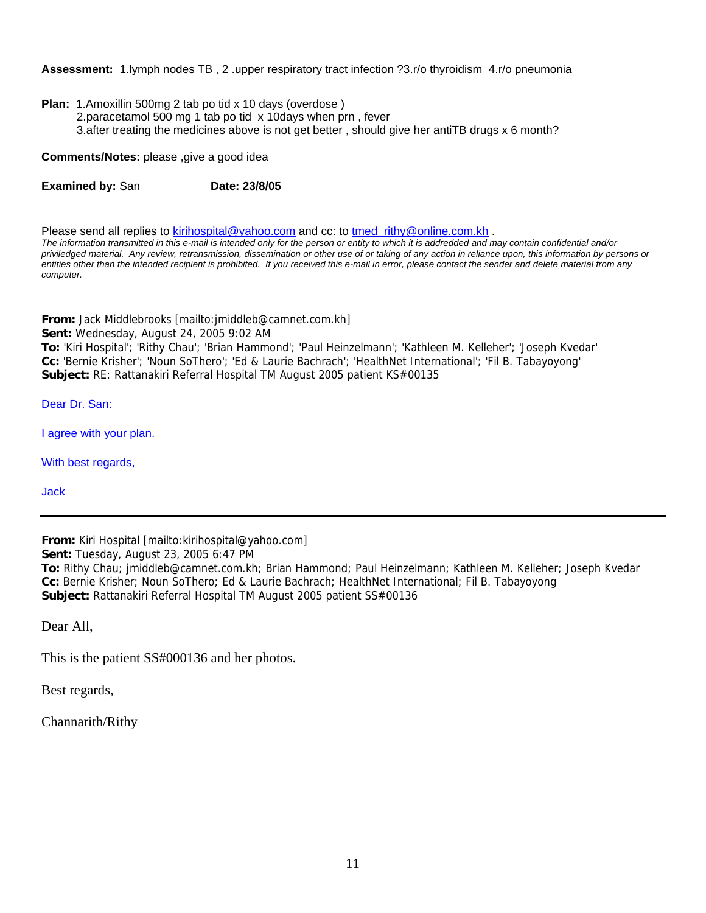**Assessment:** 1.lymph nodes TB , 2 .upper respiratory tract infection ?3.r/o thyroidism 4.r/o pneumonia

**Plan:** 1.Amoxillin 500mg 2 tab po tid x 10 days (overdose )
2.paracetamol 500 mg 1 tab po tid x 10days when prn , fever
3.after treating the medicines above is not get better , should give her antiTB drugs x 6 month?

**Comments/Notes:** please ,give a good idea

**Examined by:** San **Date: 23/8/05**

Please send all replies to kirihospital@yahoo.com and cc: to tmed_rithy@online.com.kh .
*The information transmitted in this e-mail is intended only for the person or entity to which it is addredded and may contain confidential and/or priviledged material. Any review, retransmission, dissemination or other use of or taking of any action in reliance upon, this information by persons or entities other than the intended recipient is prohibited. If you received this e-mail in error, please contact the sender and delete material from any computer.*

**From:** Jack Middlebrooks [mailto:jmiddleb@camnet.com.kh]
**Sent:** Wednesday, August 24, 2005 9:02 AM
**To:** 'Kiri Hospital'; 'Rithy Chau'; 'Brian Hammond'; 'Paul Heinzelmann'; 'Kathleen M. Kelleher'; 'Joseph Kvedar'
**Cc:** 'Bernie Krisher'; 'Noun SoThero'; 'Ed & Laurie Bachrach'; 'HealthNet International'; 'Fil B. Tabayoyong'
**Subject:** RE: Rattanakiri Referral Hospital TM August 2005 patient KS#00135

Dear Dr. San:

I agree with your plan.

With best regards,

Jack

---

**From:** Kiri Hospital [mailto:kirihospital@yahoo.com]
**Sent:** Tuesday, August 23, 2005 6:47 PM
**To:** Rithy Chau; jmiddleb@camnet.com.kh; Brian Hammond; Paul Heinzelmann; Kathleen M. Kelleher; Joseph Kvedar
**Cc:** Bernie Krisher; Noun SoThero; Ed & Laurie Bachrach; HealthNet International; Fil B. Tabayoyong
**Subject:** Rattanakiri Referral Hospital TM August 2005 patient SS#00136

Dear All,

This is the patient SS#000136 and her photos.

Best regards,

Channarith/Rithy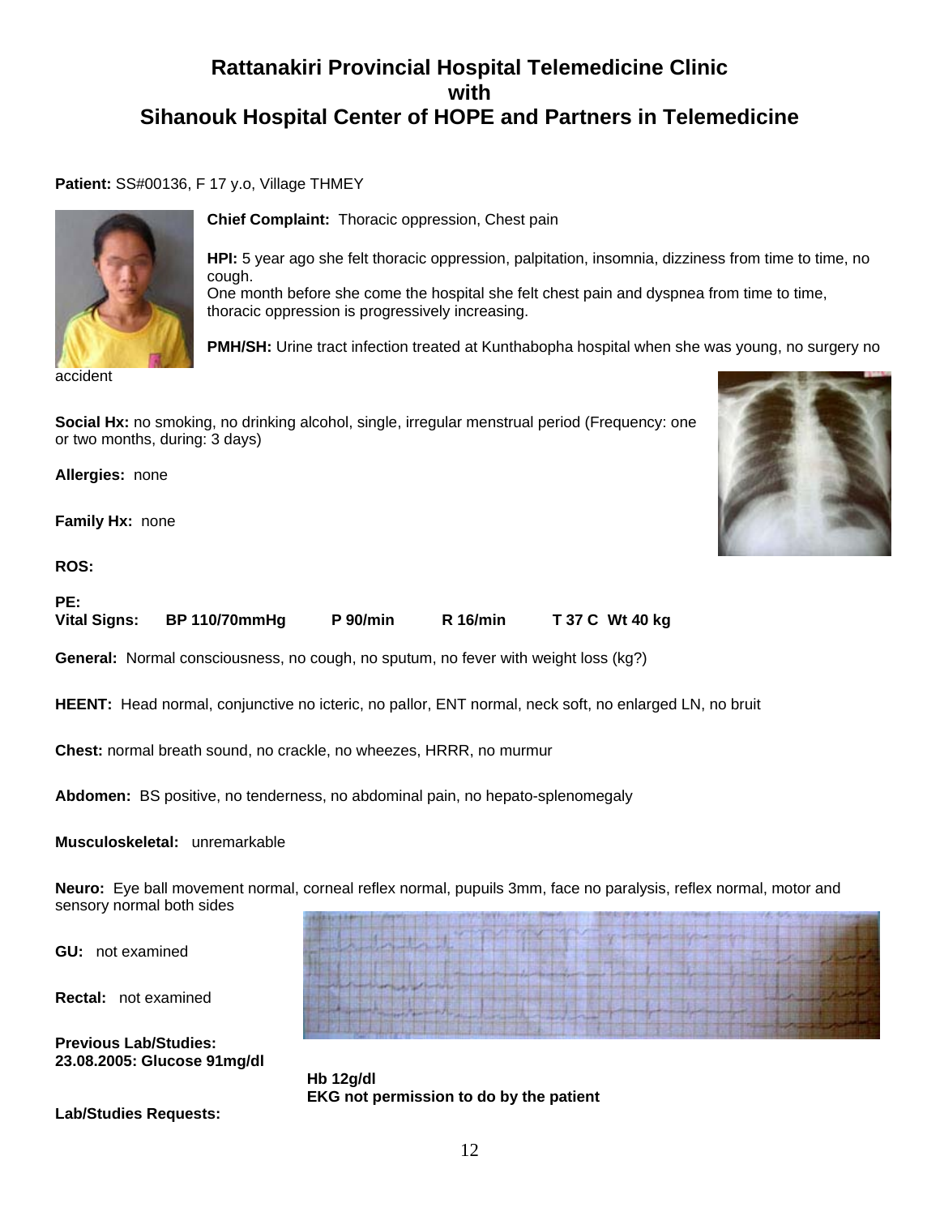# Rattanakiri Provincial Hospital Telemedicine Clinic with Sihanouk Hospital Center of HOPE and Partners in Telemedicine

**Patient:** SS#00136, F 17 y.o, Village THMEY

**Chief Complaint:** Thoracic oppression, Chest pain

**HPI:** 5 year ago she felt thoracic oppression, palpitation, insomnia, dizziness from time to time, no cough.
One month before she come the hospital she felt chest pain and dyspnea from time to time, thoracic oppression is progressively increasing.

**PMH/SH:** Urine tract infection treated at Kunthabopha hospital when she was young, no surgery no accident

**Social Hx:** no smoking, no drinking alcohol, single, irregular menstrual period (Frequency: one or two months, during: 3 days)

**Allergies:** none

**Family Hx:** none

**ROS:**

**PE:**
**Vital Signs: BP 110/70mmHg P 90/min R 16/min T 37 C Wt 40 kg**

**General:** Normal consciousness, no cough, no sputum, no fever with weight loss (kg?)

**HEENT:** Head normal, conjunctive no icteric, no pallor, ENT normal, neck soft, no enlarged LN, no bruit

**Chest:** normal breath sound, no crackle, no wheezes, HRRR, no murmur

**Abdomen:** BS positive, no tenderness, no abdominal pain, no hepato-splenomegaly

**Musculoskeletal:** unremarkable

**Neuro:** Eye ball movement normal, corneal reflex normal, pupuils 3mm, face no paralysis, reflex normal, motor and sensory normal both sides

**GU:** not examined

**Rectal:** not examined

**Previous Lab/Studies:**
**23.08.2005: Glucose 91mg/dl**

**Hb 12g/dl**
**EKG not permission to do by the patient**

**Lab/Studies Requests:**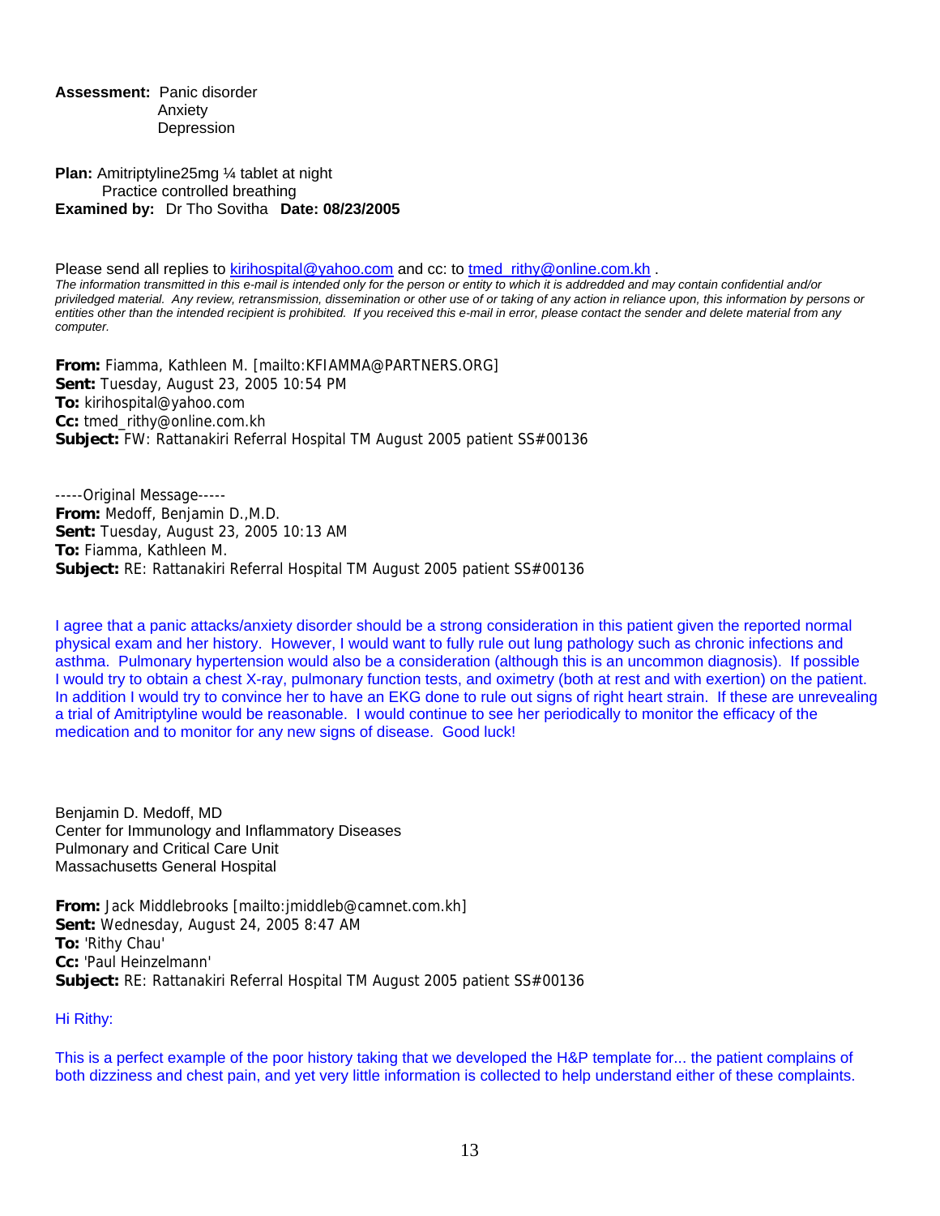**Assessment:** Panic disorder
Anxiety
Depression

**Plan:** Amitriptyline25mg ¼ tablet at night
Practice controlled breathing
**Examined by:** Dr Tho Sovitha **Date: 08/23/2005**

Please send all replies to kirihospital@yahoo.com and cc: to tmed_rithy@online.com.kh .
*The information transmitted in this e-mail is intended only for the person or entity to which it is addredded and may contain confidential and/or priviledged material. Any review, retransmission, dissemination or other use of or taking of any action in reliance upon, this information by persons or entities other than the intended recipient is prohibited. If you received this e-mail in error, please contact the sender and delete material from any computer.*

**From:** Fiamma, Kathleen M. [mailto:KFIAMMA@PARTNERS.ORG]
**Sent:** Tuesday, August 23, 2005 10:54 PM
**To:** kirihospital@yahoo.com
**Cc:** tmed_rithy@online.com.kh
**Subject:** FW: Rattanakiri Referral Hospital TM August 2005 patient SS#00136

-----Original Message-----
**From:** Medoff, Benjamin D.,M.D.
**Sent:** Tuesday, August 23, 2005 10:13 AM
**To:** Fiamma, Kathleen M.
**Subject:** RE: Rattanakiri Referral Hospital TM August 2005 patient SS#00136

I agree that a panic attacks/anxiety disorder should be a strong consideration in this patient given the reported normal physical exam and her history. However, I would want to fully rule out lung pathology such as chronic infections and asthma. Pulmonary hypertension would also be a consideration (although this is an uncommon diagnosis). If possible I would try to obtain a chest X-ray, pulmonary function tests, and oximetry (both at rest and with exertion) on the patient. In addition I would try to convince her to have an EKG done to rule out signs of right heart strain. If these are unrevealing a trial of Amitriptyline would be reasonable. I would continue to see her periodically to monitor the efficacy of the medication and to monitor for any new signs of disease. Good luck!

Benjamin D. Medoff, MD
Center for Immunology and Inflammatory Diseases
Pulmonary and Critical Care Unit
Massachusetts General Hospital

**From:** Jack Middlebrooks [mailto:jmiddleb@camnet.com.kh]
**Sent:** Wednesday, August 24, 2005 8:47 AM
**To:** 'Rithy Chau'
**Cc:** 'Paul Heinzelmann'
**Subject:** RE: Rattanakiri Referral Hospital TM August 2005 patient SS#00136

Hi Rithy:

This is a perfect example of the poor history taking that we developed the H&P template for... the patient complains of both dizziness and chest pain, and yet very little information is collected to help understand either of these complaints.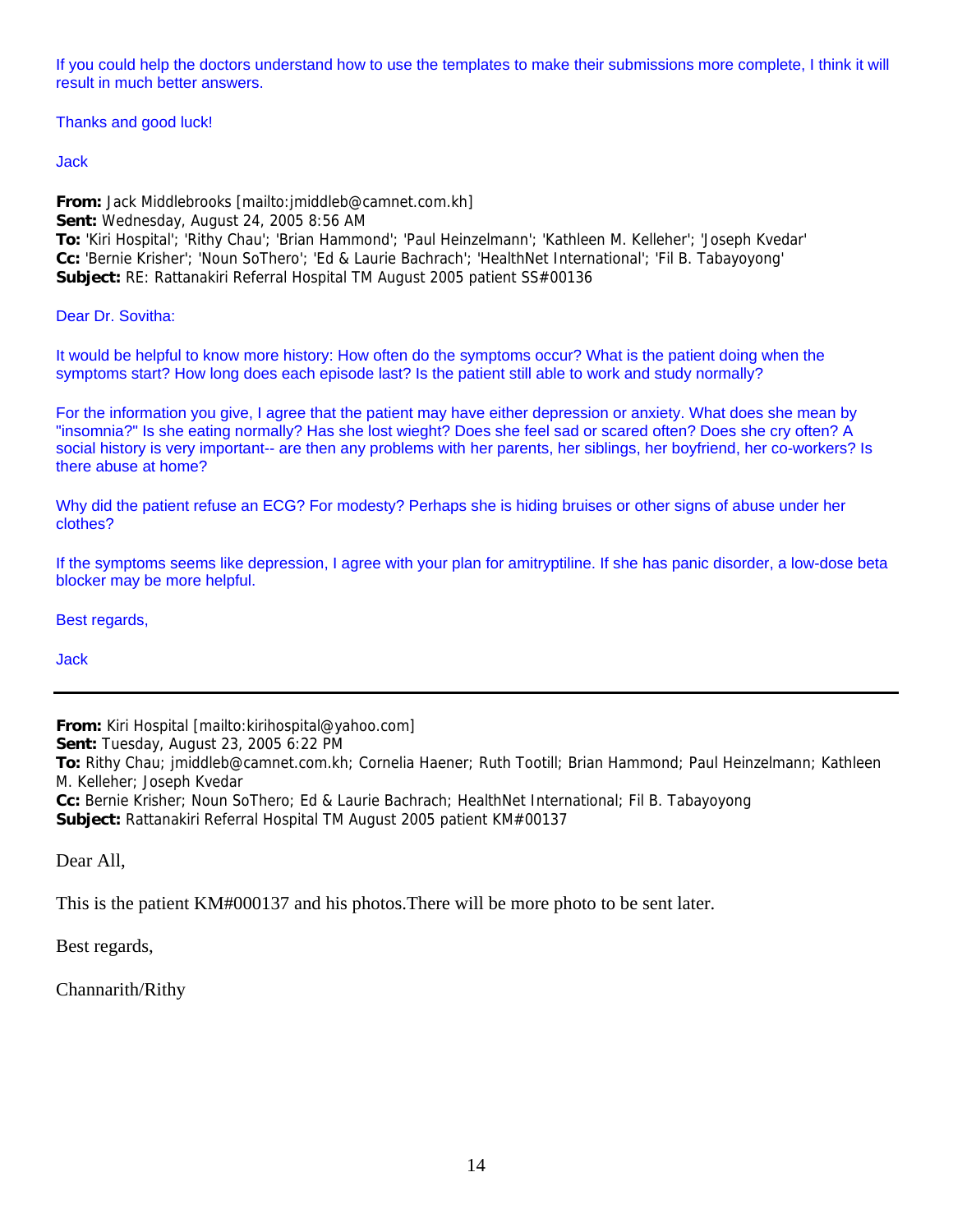If you could help the doctors understand how to use the templates to make their submissions more complete, I think it will result in much better answers.

Thanks and good luck!

Jack

**From:** Jack Middlebrooks [mailto:jmiddleb@camnet.com.kh]
**Sent:** Wednesday, August 24, 2005 8:56 AM
**To:** 'Kiri Hospital'; 'Rithy Chau'; 'Brian Hammond'; 'Paul Heinzelmann'; 'Kathleen M. Kelleher'; 'Joseph Kvedar'
**Cc:** 'Bernie Krisher'; 'Noun SoThero'; 'Ed & Laurie Bachrach'; 'HealthNet International'; 'Fil B. Tabayoyong'
**Subject:** RE: Rattanakiri Referral Hospital TM August 2005 patient SS#00136

Dear Dr. Sovitha:

It would be helpful to know more history: How often do the symptoms occur? What is the patient doing when the symptoms start? How long does each episode last? Is the patient still able to work and study normally?

For the information you give, I agree that the patient may have either depression or anxiety. What does she mean by "insomnia?" Is she eating normally? Has she lost wieght? Does she feel sad or scared often? Does she cry often? A social history is very important-- are then any problems with her parents, her siblings, her boyfriend, her co-workers? Is there abuse at home?

Why did the patient refuse an ECG? For modesty? Perhaps she is hiding bruises or other signs of abuse under her clothes?

If the symptoms seems like depression, I agree with your plan for amitryptiline. If she has panic disorder, a low-dose beta blocker may be more helpful.

Best regards,

Jack

---

**From:** Kiri Hospital [mailto:kirihospital@yahoo.com]
**Sent:** Tuesday, August 23, 2005 6:22 PM
**To:** Rithy Chau; jmiddleb@camnet.com.kh; Cornelia Haener; Ruth Tootill; Brian Hammond; Paul Heinzelmann; Kathleen M. Kelleher; Joseph Kvedar
**Cc:** Bernie Krisher; Noun SoThero; Ed & Laurie Bachrach; HealthNet International; Fil B. Tabayoyong
**Subject:** Rattanakiri Referral Hospital TM August 2005 patient KM#00137

Dear All,

This is the patient KM#000137 and his photos.There will be more photo to be sent later.

Best regards,

Channarith/Rithy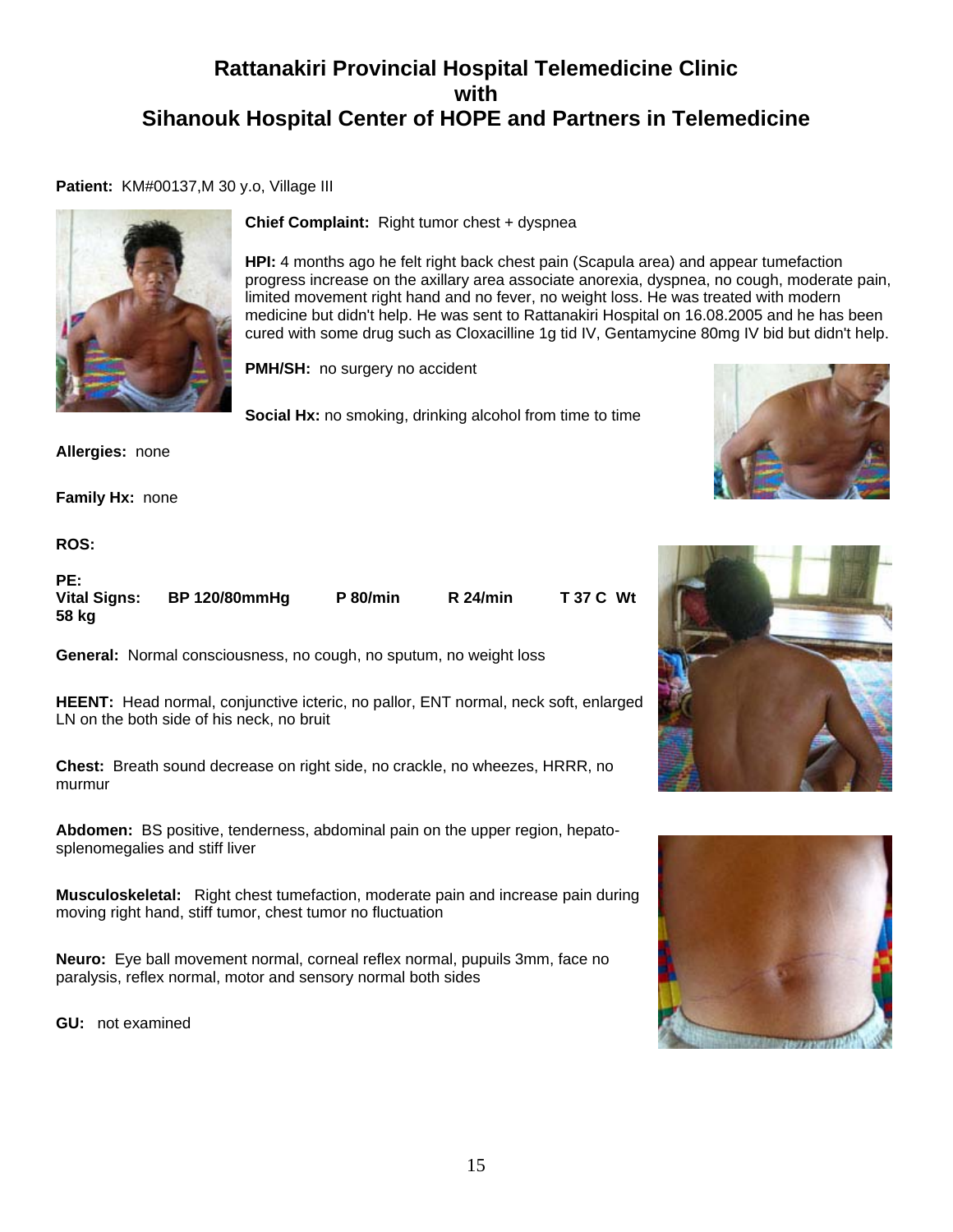# Rattanakiri Provincial Hospital Telemedicine Clinic with Sihanouk Hospital Center of HOPE and Partners in Telemedicine

**Patient:** KM#00137,M 30 y.o, Village III

**Chief Complaint:** Right tumor chest + dyspnea

**HPI:** 4 months ago he felt right back chest pain (Scapula area) and appear tumefaction progress increase on the axillary area associate anorexia, dyspnea, no cough, moderate pain, limited movement right hand and no fever, no weight loss. He was treated with modern medicine but didn't help. He was sent to Rattanakiri Hospital on 16.08.2005 and he has been cured with some drug such as Cloxacilline 1g tid IV, Gentamycine 80mg IV bid but didn't help.

**PMH/SH:** no surgery no accident

**Social Hx:** no smoking, drinking alcohol from time to time

**Allergies:** none

**Family Hx:** none

**ROS:**

**PE:**
**Vital Signs: BP 120/80mmHg P 80/min R 24/min T 37 C Wt 58 kg**

**General:** Normal consciousness, no cough, no sputum, no weight loss

**HEENT:** Head normal, conjunctive icteric, no pallor, ENT normal, neck soft, enlarged LN on the both side of his neck, no bruit

**Chest:** Breath sound decrease on right side, no crackle, no wheezes, HRRR, no murmur

**Abdomen:** BS positive, tenderness, abdominal pain on the upper region, hepato-splenomegalies and stiff liver

**Musculoskeletal:** Right chest tumefaction, moderate pain and increase pain during moving right hand, stiff tumor, chest tumor no fluctuation

**Neuro:** Eye ball movement normal, corneal reflex normal, pupuils 3mm, face no paralysis, reflex normal, motor and sensory normal both sides

**GU:** not examined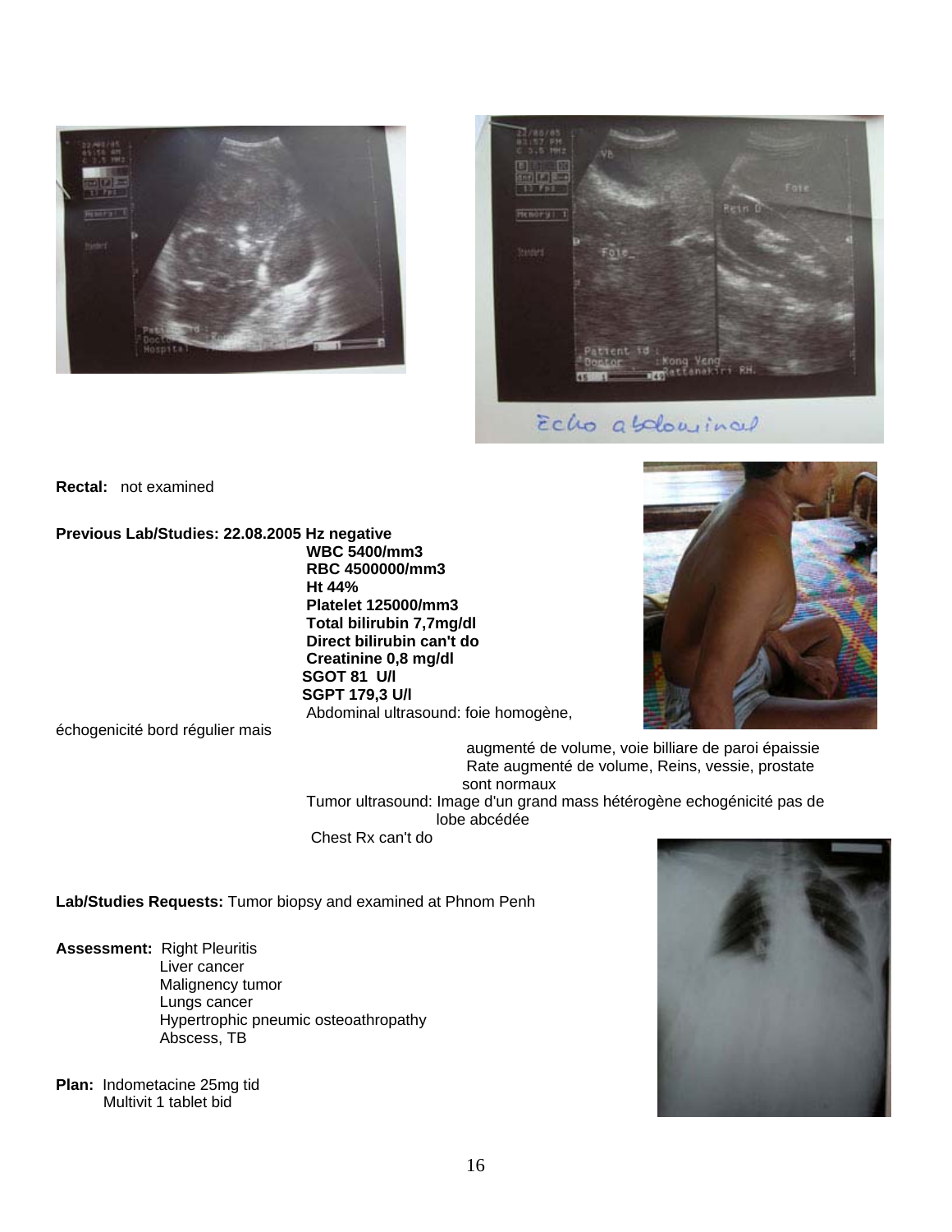Echo abdominal

**Rectal:** not examined

**Previous Lab/Studies: 22.08.2005 Hz negative**
**WBC 5400/mm3**
**RBC 4500000/mm3**
**Ht 44%**
**Platelet 125000/mm3**
**Total bilirubin 7,7mg/dl**
**Direct bilirubin can't do**
**Creatinine 0,8 mg/dl**
**SGOT 81 U/l**
**SGPT 179,3 U/l**
Abdominal ultrasound: foie homogène, échogenicité bord régulier mais augmenté de volume, voie billiare de paroi épaissie
Rate augmenté de volume, Reins, vessie, prostate sont normaux
Tumor ultrasound: Image d'un grand mass hétérogène echogénicité pas de lobe abcédée
Chest Rx can't do

**Lab/Studies Requests:** Tumor biopsy and examined at Phnom Penh

**Assessment:** Right Pleuritis
Liver cancer
Malignency tumor
Lungs cancer
Hypertrophic pneumic osteoathropathy
Abscess, TB

**Plan:** Indometacine 25mg tid
Multivit 1 tablet bid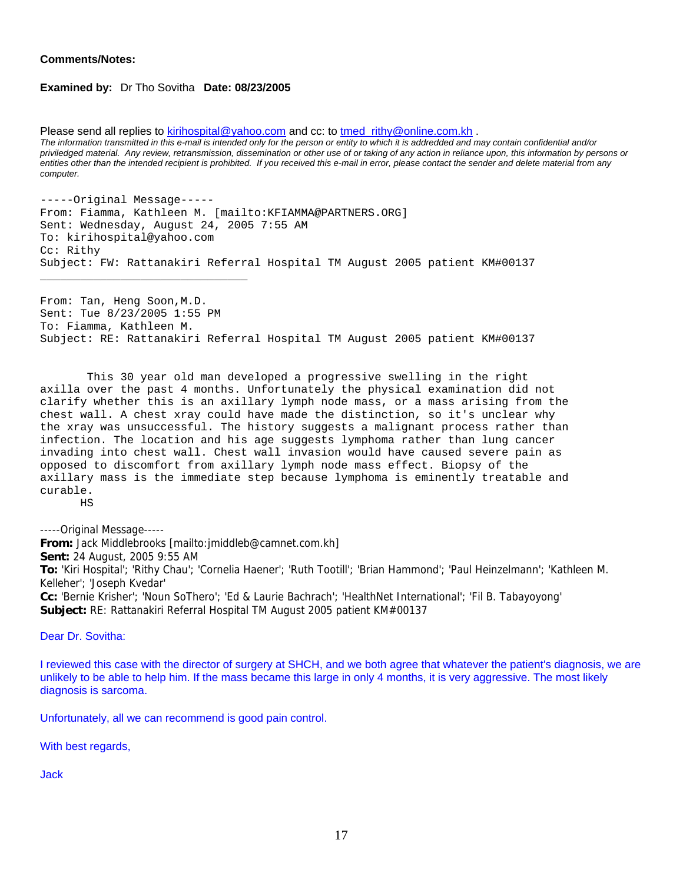**Comments/Notes:**

**Examined by:** Dr Tho Sovitha **Date: 08/23/2005**

Please send all replies to kirihospital@yahoo.com and cc: to tmed_rithy@online.com.kh .

*The information transmitted in this e-mail is intended only for the person or entity to which it is addredded and may contain confidential and/or priviledged material. Any review, retransmission, dissemination or other use of or taking of any action in reliance upon, this information by persons or entities other than the intended recipient is prohibited. If you received this e-mail in error, please contact the sender and delete material from any computer.*

-----Original Message-----
From: Fiamma, Kathleen M. [mailto:KFIAMMA@PARTNERS.ORG]
Sent: Wednesday, August 24, 2005 7:55 AM
To: kirihospital@yahoo.com
Cc: Rithy
Subject: FW: Rattanakiri Referral Hospital TM August 2005 patient KM#00137

---

From: Tan, Heng Soon,M.D.
Sent: Tue 8/23/2005 1:55 PM
To: Fiamma, Kathleen M.
Subject: RE: Rattanakiri Referral Hospital TM August 2005 patient KM#00137

This 30 year old man developed a progressive swelling in the right axilla over the past 4 months. Unfortunately the physical examination did not clarify whether this is an axillary lymph node mass, or a mass arising from the chest wall. A chest xray could have made the distinction, so it's unclear why the xray was unsuccessful. The history suggests a malignant process rather than infection. The location and his age suggests lymphoma rather than lung cancer invading into chest wall. Chest wall invasion would have caused severe pain as opposed to discomfort from axillary lymph node mass effect. Biopsy of the axillary mass is the immediate step because lymphoma is eminently treatable and curable.

HS

-----Original Message-----
**From:** Jack Middlebrooks [mailto:jmiddleb@camnet.com.kh]
**Sent:** 24 August, 2005 9:55 AM
**To:** 'Kiri Hospital'; 'Rithy Chau'; 'Cornelia Haener'; 'Ruth Tootill'; 'Brian Hammond'; 'Paul Heinzelmann'; 'Kathleen M. Kelleher'; 'Joseph Kvedar'
**Cc:** 'Bernie Krisher'; 'Noun SoThero'; 'Ed & Laurie Bachrach'; 'HealthNet International'; 'Fil B. Tabayoyong'
**Subject:** RE: Rattanakiri Referral Hospital TM August 2005 patient KM#00137

Dear Dr. Sovitha:

I reviewed this case with the director of surgery at SHCH, and we both agree that whatever the patient's diagnosis, we are unlikely to be able to help him. If the mass became this large in only 4 months, it is very aggressive. The most likely diagnosis is sarcoma.

Unfortunately, all we can recommend is good pain control.

With best regards,

Jack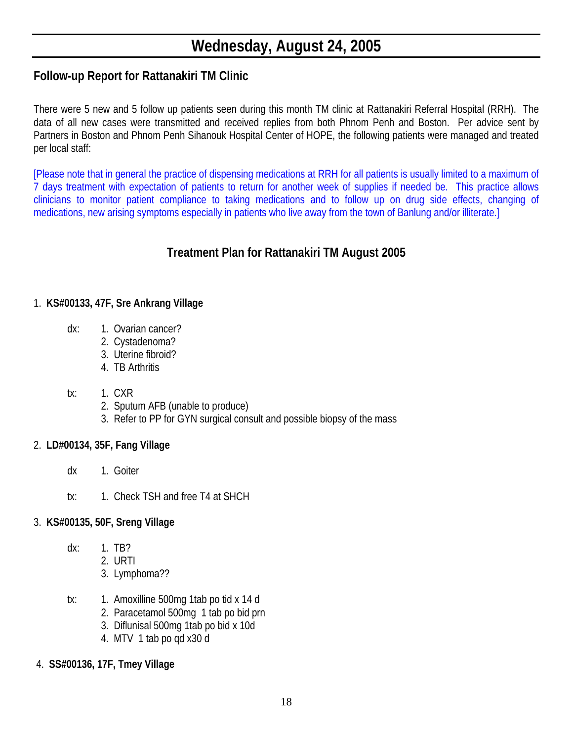# Wednesday, August 24, 2005

## Follow-up Report for Rattanakiri TM Clinic

There were 5 new and 5 follow up patients seen during this month TM clinic at Rattanakiri Referral Hospital (RRH). The data of all new cases were transmitted and received replies from both Phnom Penh and Boston. Per advice sent by Partners in Boston and Phnom Penh Sihanouk Hospital Center of HOPE, the following patients were managed and treated per local staff:

[Please note that in general the practice of dispensing medications at RRH for all patients is usually limited to a maximum of 7 days treatment with expectation of patients to return for another week of supplies if needed be. This practice allows clinicians to monitor patient compliance to taking medications and to follow up on drug side effects, changing of medications, new arising symptoms especially in patients who live away from the town of Banlung and/or illiterate.]

### Treatment Plan for Rattanakiri TM August 2005

1. **KS#00133, 47F, Sre Ankrang Village**

   dx:
   1. Ovarian cancer?
   2. Cystadenoma?
   3. Uterine fibroid?
   4. TB Arthritis

   tx:
   1. CXR
   2. Sputum AFB (unable to produce)
   3. Refer to PP for GYN surgical consult and possible biopsy of the mass

2. **LD#00134, 35F, Fang Village**

   dx
   1. Goiter

   tx:
   1. Check TSH and free T4 at SHCH

3. **KS#00135, 50F, Sreng Village**

   dx:
   1. TB?
   2. URTI
   3. Lymphoma??

   tx:
   1. Amoxilline 500mg 1tab po tid x 14 d
   2. Paracetamol 500mg 1 tab po bid prn
   3. Diflunisal 500mg 1tab po bid x 10d
   4. MTV 1 tab po qd x30 d

4. **SS#00136, 17F, Tmey Village**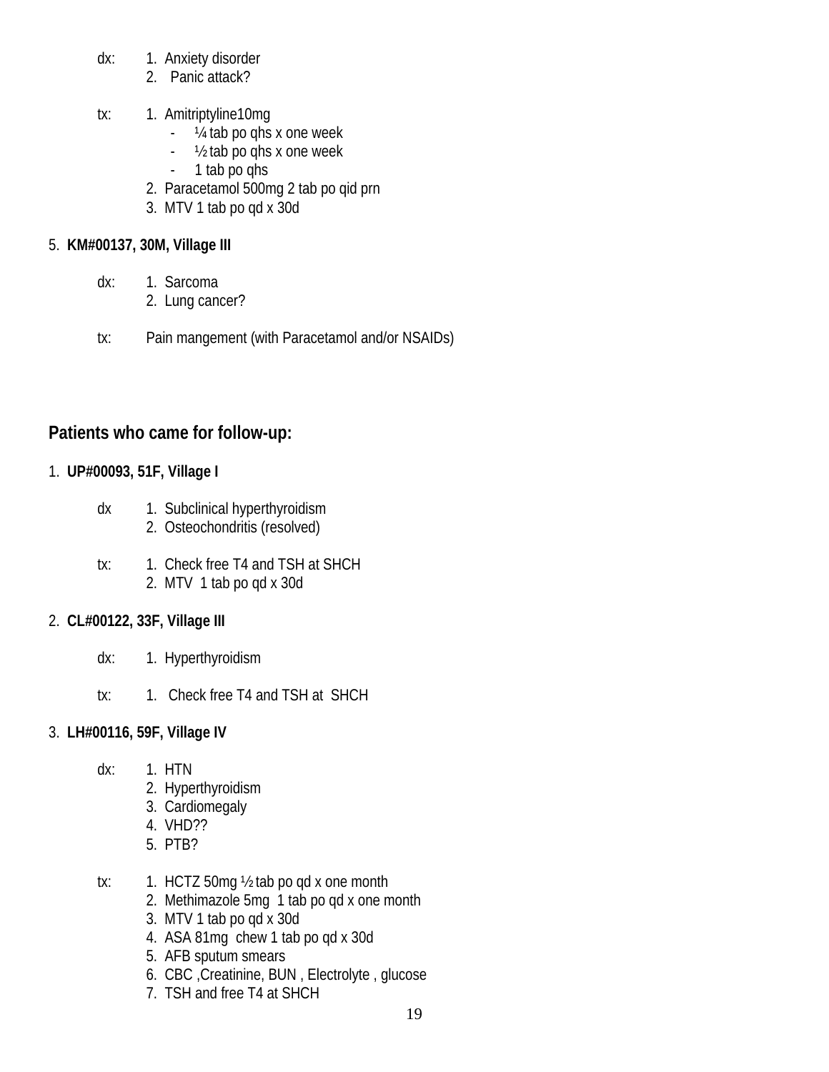dx: 1. Anxiety disorder
2. Panic attack?

tx: 1. Amitriptyline10mg
- ¼ tab po qhs x one week
- ½ tab po qhs x one week
- 1 tab po qhs

2. Paracetamol 500mg 2 tab po qid prn
3. MTV 1 tab po qd x 30d

5. **KM#00137, 30M, Village III**

dx: 1. Sarcoma
2. Lung cancer?

tx: Pain mangement (with Paracetamol and/or NSAIDs)

## Patients who came for follow-up:

1. **UP#00093, 51F, Village I**

dx 1. Subclinical hyperthyroidism
2. Osteochondritis (resolved)

tx: 1. Check free T4 and TSH at SHCH
2. MTV 1 tab po qd x 30d

2. **CL#00122, 33F, Village III**

dx: 1. Hyperthyroidism

tx: 1. Check free T4 and TSH at SHCH

3. **LH#00116, 59F, Village IV**

dx: 1. HTN
2. Hyperthyroidism
3. Cardiomegaly
4. VHD??
5. PTB?

tx: 1. HCTZ 50mg ½ tab po qd x one month
2. Methimazole 5mg 1 tab po qd x one month
3. MTV 1 tab po qd x 30d
4. ASA 81mg chew 1 tab po qd x 30d
5. AFB sputum smears
6. CBC ,Creatinine, BUN , Electrolyte , glucose
7. TSH and free T4 at SHCH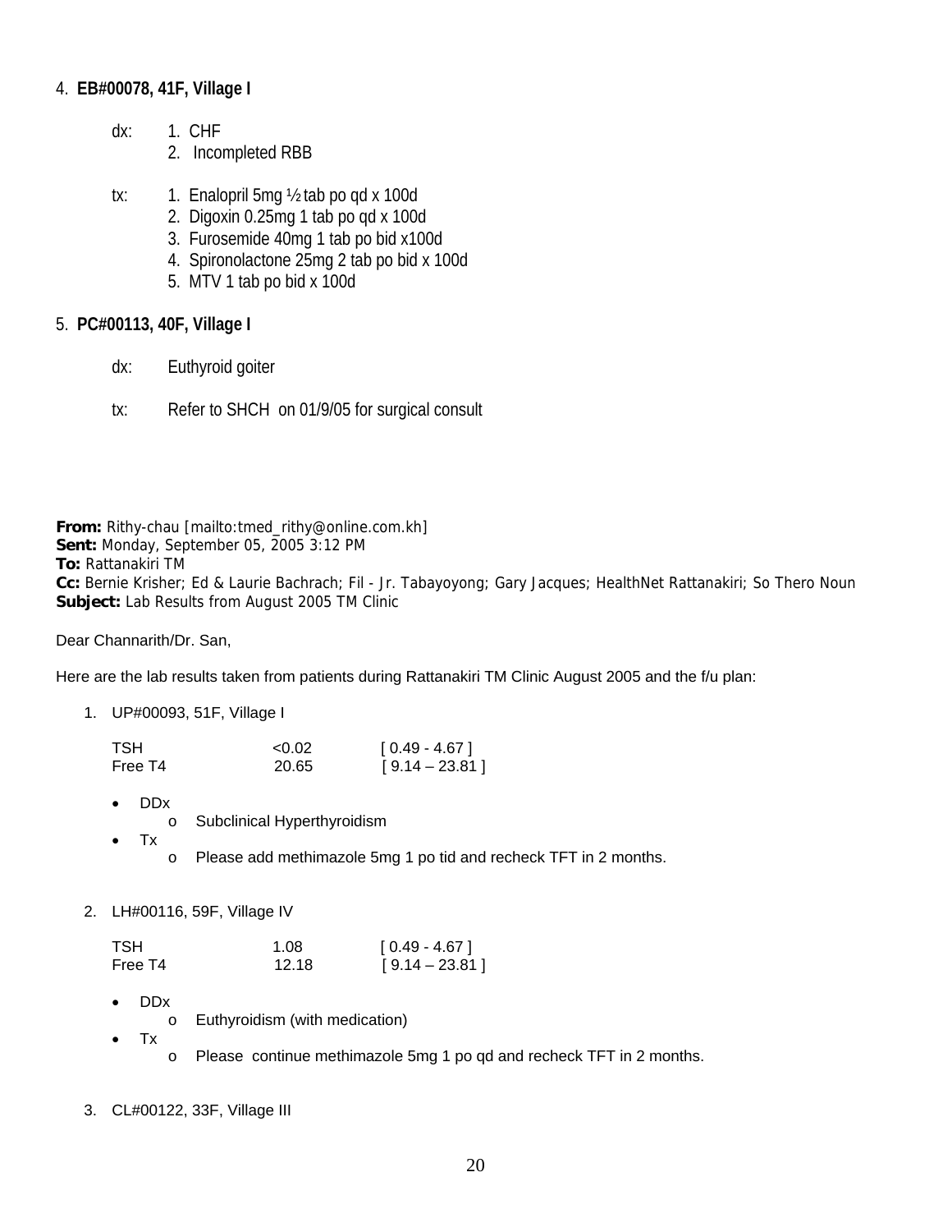4. **EB#00078, 41F, Village I**

   dx: 1. CHF
   2. Incompleted RBB

   tx: 1. Enalopril 5mg ½ tab po qd x 100d
   2. Digoxin 0.25mg 1 tab po qd x 100d
   3. Furosemide 40mg 1 tab po bid x100d
   4. Spironolactone 25mg 2 tab po bid x 100d
   5. MTV 1 tab po bid x 100d

5. **PC#00113, 40F, Village I**

   dx: Euthyroid goiter

   tx: Refer to SHCH on 01/9/05 for surgical consult

**From:** Rithy-chau [mailto:tmed_rithy@online.com.kh]
**Sent:** Monday, September 05, 2005 3:12 PM
**To:** Rattanakiri TM
**Cc:** Bernie Krisher; Ed & Laurie Bachrach; Fil - Jr. Tabayoyong; Gary Jacques; HealthNet Rattanakiri; So Thero Noun
**Subject:** Lab Results from August 2005 TM Clinic

Dear Channarith/Dr. San,

Here are the lab results taken from patients during Rattanakiri TM Clinic August 2005 and the f/u plan:

1. UP#00093, 51F, Village I

| | | |
|---|---|---|
| TSH | <0.02 | [ 0.49 - 4.67 ] |
| Free T4 | 20.65 | [ 9.14 – 23.81 ] |

   - DDx
     - Subclinical Hyperthyroidism
   - Tx
     - Please add methimazole 5mg 1 po tid and recheck TFT in 2 months.

2. LH#00116, 59F, Village IV

| | | |
|---|---|---|
| TSH | 1.08 | [ 0.49 - 4.67 ] |
| Free T4 | 12.18 | [ 9.14 – 23.81 ] |

   - DDx
     - Euthyroidism (with medication)
   - Tx
     - Please continue methimazole 5mg 1 po qd and recheck TFT in 2 months.

3. CL#00122, 33F, Village III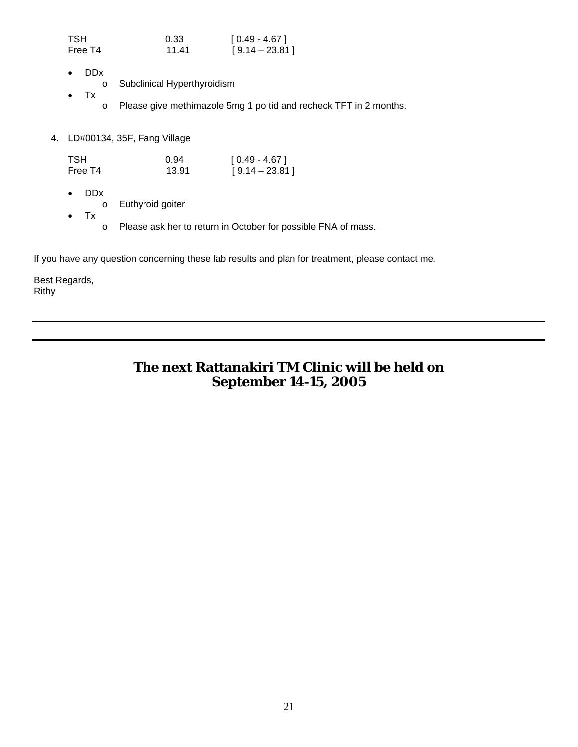| | | |
|---|---|---|
| TSH | 0.33 | [ 0.49 - 4.67 ] |
| Free T4 | 11.41 | [ 9.14 – 23.81 ] |

- DDx
    - Subclinical Hyperthyroidism
- Tx
    - Please give methimazole 5mg 1 po tid and recheck TFT in 2 months.

4. LD#00134, 35F, Fang Village

| | | |
|---|---|---|
| TSH | 0.94 | [ 0.49 - 4.67 ] |
| Free T4 | 13.91 | [ 9.14 – 23.81 ] |

- DDx
    - Euthyroid goiter
- Tx
    - Please ask her to return in October for possible FNA of mass.

If you have any question concerning these lab results and plan for treatment, please contact me.

Best Regards,
Rithy

---

**The next Rattanakiri TM Clinic will be held on September 14-15, 2005**